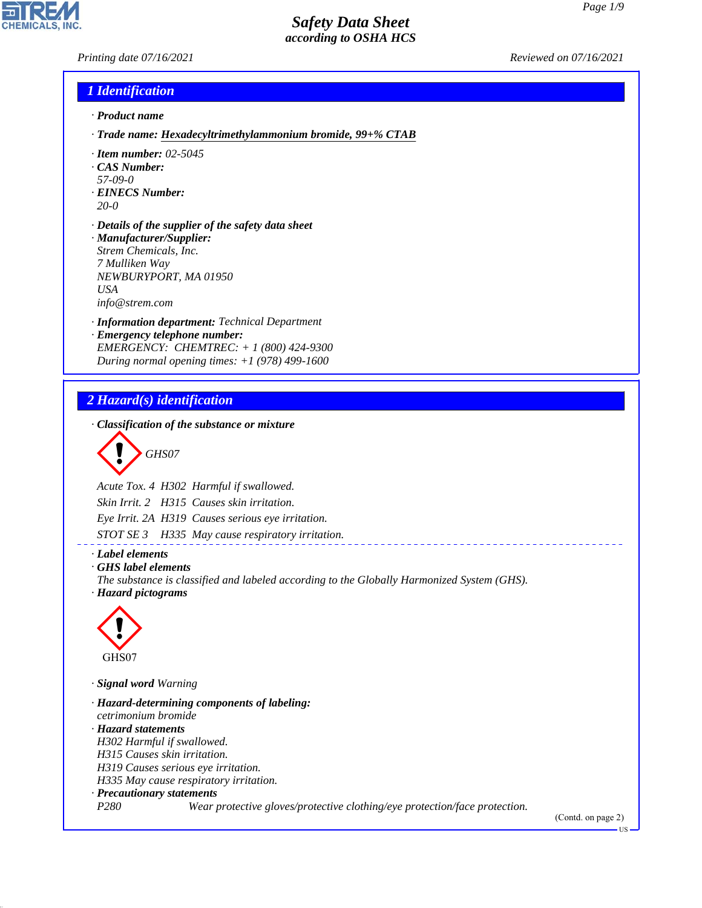Printing date 07/16/2021 Reviewed on 07/16/2021

# Safety Data Sheet
*according to OSHA HCS*

## 1 Identification

· **Product name**

· **Trade name:** **Hexadecyltrimethylammonium bromide, 99+% CTAB**

· **Item number:** 02-5045
· **CAS Number:**
57-09-0
· **EINECS Number:**
20-0

· **Details of the supplier of the safety data sheet**
· **Manufacturer/Supplier:**
Strem Chemicals, Inc.
7 Mulliken Way
NEWBURYPORT, MA 01950
USA
info@strem.com

· **Information department:** Technical Department
· **Emergency telephone number:**
EMERGENCY: CHEMTREC: + 1 (800) 424-9300
During normal opening times: +1 (978) 499-1600

## 2 Hazard(s) identification

· **Classification of the substance or mixture**

GHS07

Acute Tox. 4 H302 Harmful if swallowed.

Skin Irrit. 2 H315 Causes skin irritation.

Eye Irrit. 2A H319 Causes serious eye irritation.

STOT SE 3 H335 May cause respiratory irritation.

· **Label elements**
· **GHS label elements**
The substance is classified and labeled according to the Globally Harmonized System (GHS).
· **Hazard pictograms**

GHS07

· **Signal word** Warning

· **Hazard-determining components of labeling:**
cetrimonium bromide
· **Hazard statements**
H302 Harmful if swallowed.
H315 Causes skin irritation.
H319 Causes serious eye irritation.
H335 May cause respiratory irritation.
· **Precautionary statements**
P280 Wear protective gloves/protective clothing/eye protection/face protection.

(Contd. on page 2)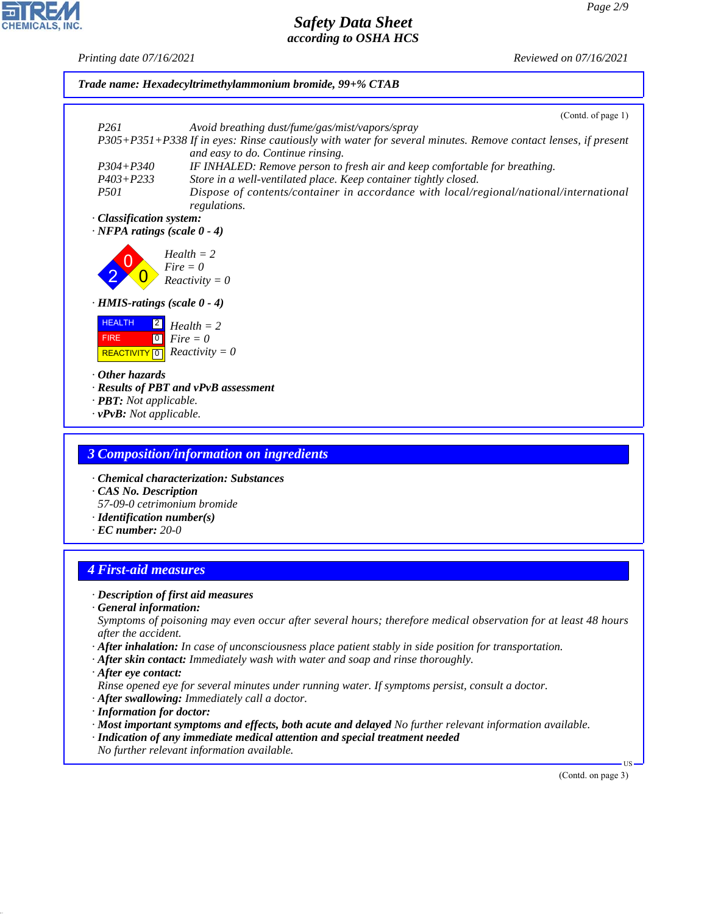**Trade name: Hexadecyltrimethylammonium bromide, 99+% CTAB**

(Contd. of page 1)

| | |
|---|---|
| P261 | Avoid breathing dust/fume/gas/mist/vapors/spray |
| P305+P351+P338 | If in eyes: Rinse cautiously with water for several minutes. Remove contact lenses, if present and easy to do. Continue rinsing. |
| P304+P340 | IF INHALED: Remove person to fresh air and keep comfortable for breathing. |
| P403+P233 | Store in a well-ventilated place. Keep container tightly closed. |
| P501 | Dispose of contents/container in accordance with local/regional/national/international regulations. |

· **Classification system:**

· **NFPA ratings (scale 0 - 4)**

Health = 2
Fire = 0
Reactivity = 0

· **HMIS-ratings (scale 0 - 4)**

| | |
|---|---|
| HEALTH | 2 |
| FIRE | 0 |
| REACTIVITY | 0 |

Health = 2
Fire = 0
Reactivity = 0

· **Other hazards**
· **Results of PBT and vPvB assessment**
· **PBT:** Not applicable.
· **vPvB:** Not applicable.

## 3 Composition/information on ingredients

· **Chemical characterization: Substances**
· **CAS No. Description**
57-09-0 cetrimonium bromide
· **Identification number(s)**
· **EC number:** 20-0

## 4 First-aid measures

· **Description of first aid measures**
· **General information:**
Symptoms of poisoning may even occur after several hours; therefore medical observation for at least 48 hours after the accident.
· **After inhalation:** In case of unconsciousness place patient stably in side position for transportation.
· **After skin contact:** Immediately wash with water and soap and rinse thoroughly.
· **After eye contact:**
Rinse opened eye for several minutes under running water. If symptoms persist, consult a doctor.
· **After swallowing:** Immediately call a doctor.
· **Information for doctor:**
· **Most important symptoms and effects, both acute and delayed** No further relevant information available.
· **Indication of any immediate medical attention and special treatment needed**
No further relevant information available.

(Contd. on page 3)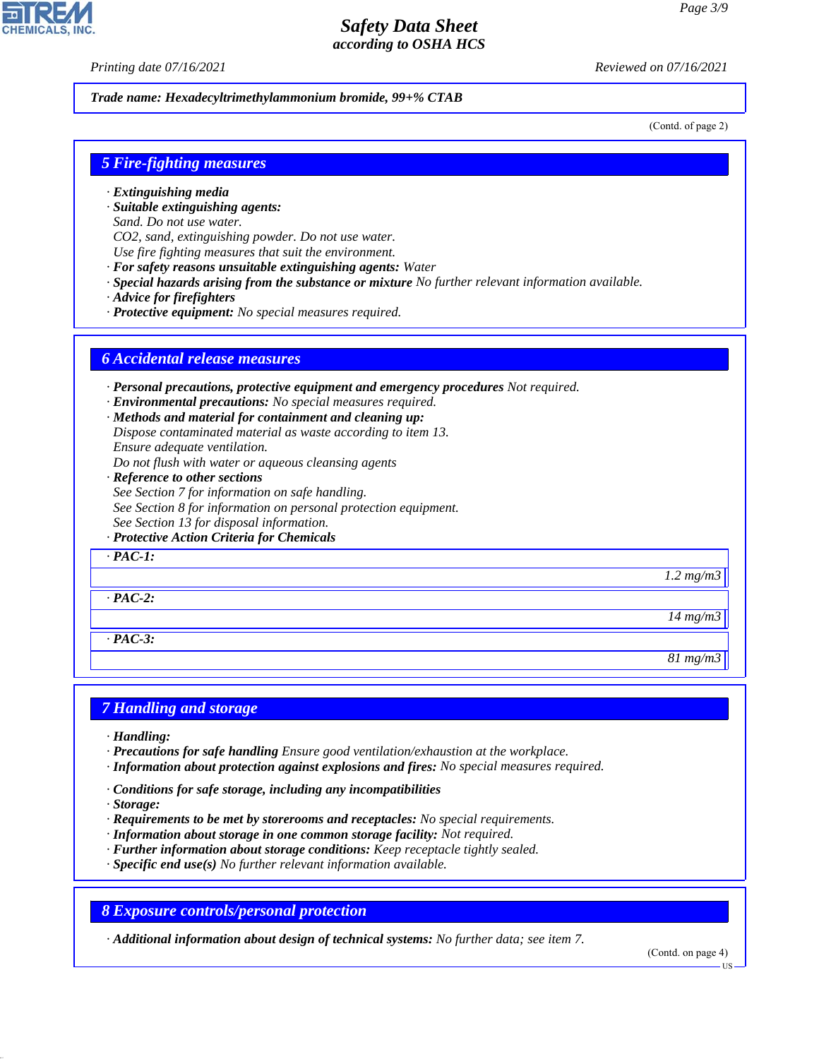**Trade name: Hexadecyltrimethylammonium bromide, 99+% CTAB**

(Contd. of page 2)

## 5 Fire-fighting measures

· **Extinguishing media**
· **Suitable extinguishing agents:**
Sand. Do not use water.
$CO_2$, sand, extinguishing powder. Do not use water.
Use fire fighting measures that suit the environment.
· **For safety reasons unsuitable extinguishing agents:** Water
· **Special hazards arising from the substance or mixture** No further relevant information available.
· **Advice for firefighters**
· **Protective equipment:** No special measures required.

## 6 Accidental release measures

· **Personal precautions, protective equipment and emergency procedures** Not required.
· **Environmental precautions:** No special measures required.
· **Methods and material for containment and cleaning up:**
Dispose contaminated material as waste according to item 13.
Ensure adequate ventilation.
Do not flush with water or aqueous cleansing agents
· **Reference to other sections**
See Section 7 for information on safe handling.
See Section 8 for information on personal protection equipment.
See Section 13 for disposal information.
· **Protective Action Criteria for Chemicals**

| · PAC-1: |
|---|
| 1.2 mg/m3 |

| · PAC-2: |
|---|
| 14 mg/m3 |

| · PAC-3: |
|---|
| 81 mg/m3 |

## 7 Handling and storage

· **Handling:**
· **Precautions for safe handling** Ensure good ventilation/exhaustion at the workplace.
· **Information about protection against explosions and fires:** No special measures required.

· **Conditions for safe storage, including any incompatibilities**
· **Storage:**
· **Requirements to be met by storerooms and receptacles:** No special requirements.
· **Information about storage in one common storage facility:** Not required.
· **Further information about storage conditions:** Keep receptacle tightly sealed.
· **Specific end use(s)** No further relevant information available.

## 8 Exposure controls/personal protection

· **Additional information about design of technical systems:** No further data; see item 7.

(Contd. on page 4)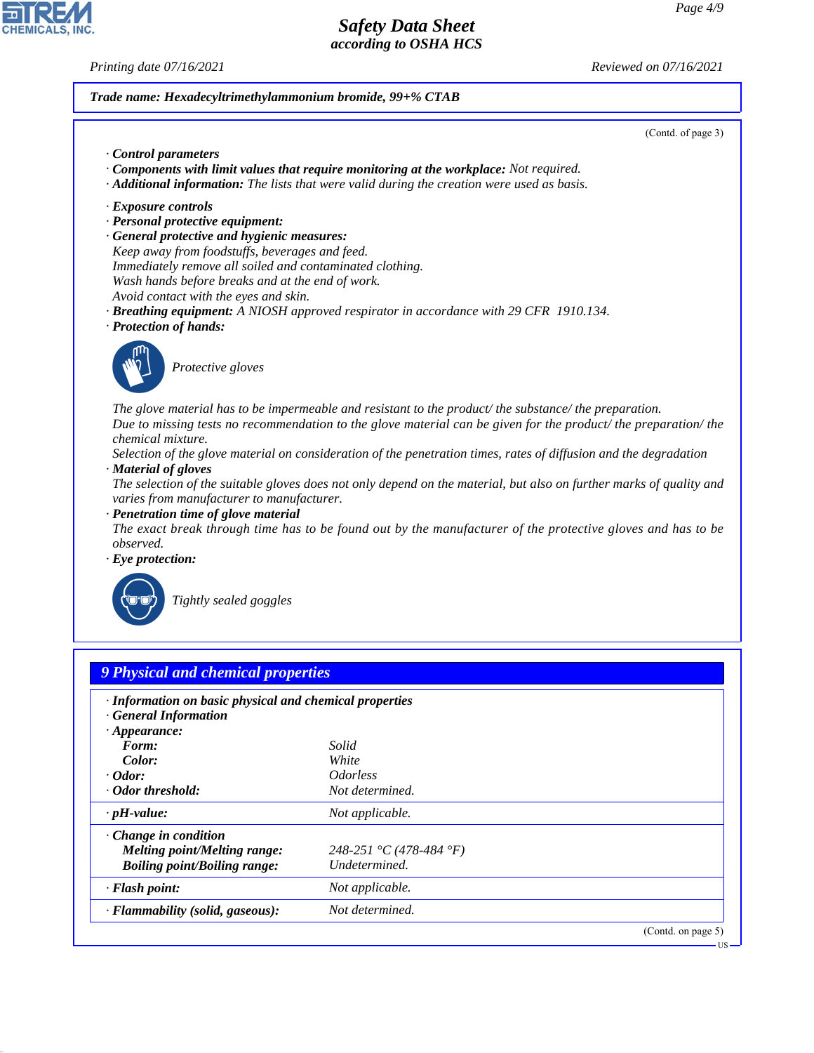**Trade name: Hexadecyltrimethylammonium bromide, 99+% CTAB**

(Contd. of page 3)

· **Control parameters**
· **Components with limit values that require monitoring at the workplace:** Not required.
· **Additional information:** The lists that were valid during the creation were used as basis.

· **Exposure controls**
· **Personal protective equipment:**
· **General protective and hygienic measures:**
Keep away from foodstuffs, beverages and feed.
Immediately remove all soiled and contaminated clothing.
Wash hands before breaks and at the end of work.
Avoid contact with the eyes and skin.
· **Breathing equipment:** A NIOSH approved respirator in accordance with 29 CFR 1910.134.
· **Protection of hands:**

Protective gloves

The glove material has to be impermeable and resistant to the product/ the substance/ the preparation.
Due to missing tests no recommendation to the glove material can be given for the product/ the preparation/ the chemical mixture.
Selection of the glove material on consideration of the penetration times, rates of diffusion and the degradation
· **Material of gloves**
The selection of the suitable gloves does not only depend on the material, but also on further marks of quality and varies from manufacturer to manufacturer.
· **Penetration time of glove material**
The exact break through time has to be found out by the manufacturer of the protective gloves and has to be observed.
· **Eye protection:**

Tightly sealed goggles

## 9 Physical and chemical properties

· **Information on basic physical and chemical properties**
· **General Information**
· **Appearance:**

| | |
|---|---|
| **Form:** | Solid |
| **Color:** | White |
| · **Odor:** | Odorless |
| · **Odor threshold:** | Not determined. |
| · **pH-value:** | Not applicable. |
| · **Change in condition** | |
| **Melting point/Melting range:** | 248-251 °C (478-484 °F) |
| **Boiling point/Boiling range:** | Undetermined. |
| · **Flash point:** | Not applicable. |
| · **Flammability (solid, gaseous):** | Not determined. |

(Contd. on page 5)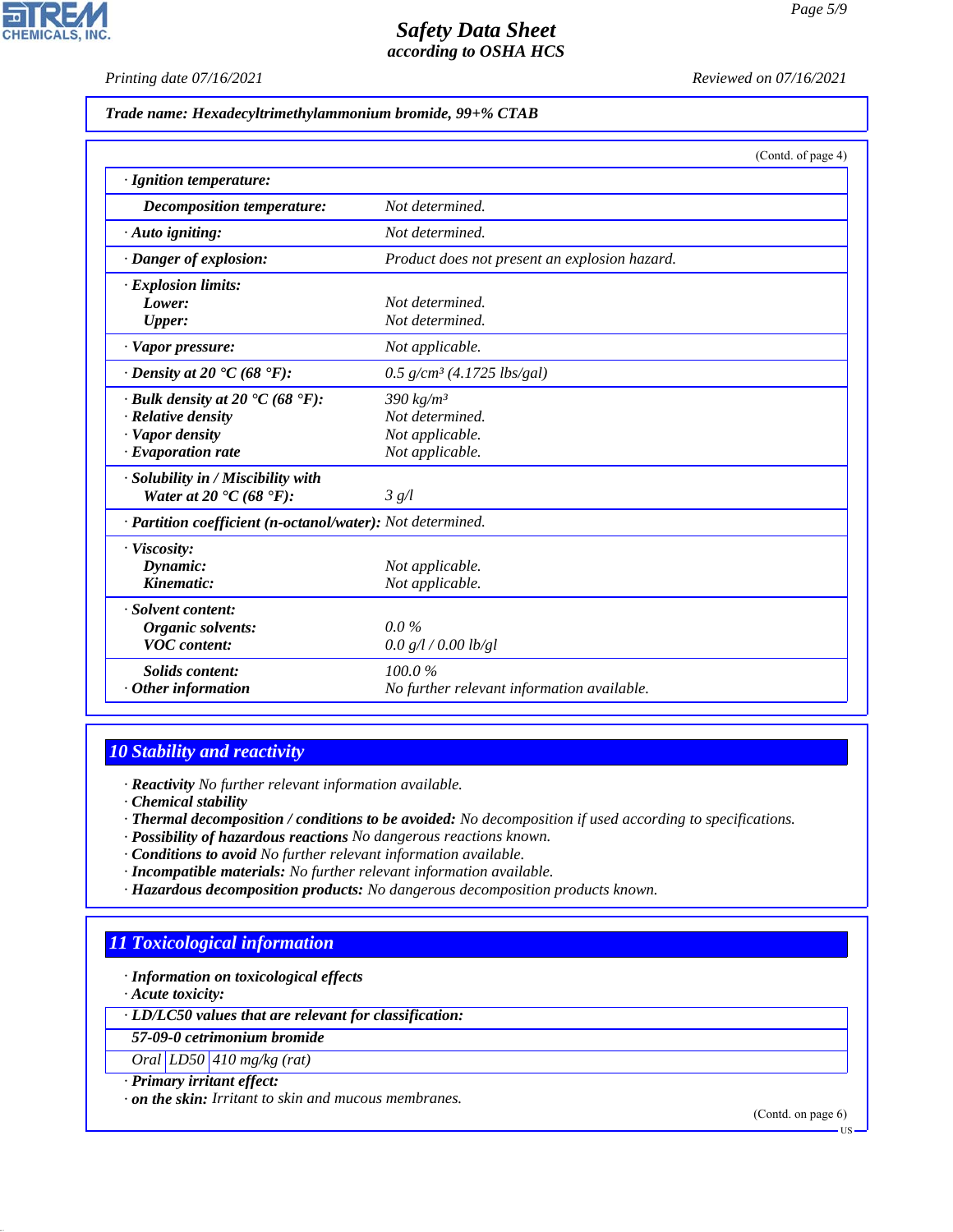**Trade name: Hexadecyltrimethylammonium bromide, 99+% CTAB**

(Contd. of page 4)

| | |
|---|---|
| · **Ignition temperature:** | |
| **Decomposition temperature:** | Not determined. |
| · **Auto igniting:** | Not determined. |
| · **Danger of explosion:** | Product does not present an explosion hazard. |
| · **Explosion limits:** | |
| **Lower:** | Not determined. |
| **Upper:** | Not determined. |
| · **Vapor pressure:** | Not applicable. |
| · **Density at 20 °C (68 °F):** | 0.5 g/cm³ (4.1725 lbs/gal) |
| · **Bulk density at 20 °C (68 °F):** | 390 kg/m³ |
| · **Relative density** | Not determined. |
| · **Vapor density** | Not applicable. |
| · **Evaporation rate** | Not applicable. |
| · **Solubility in / Miscibility with** | |
| **Water at 20 °C (68 °F):** | 3 g/l |
| · **Partition coefficient (n-octanol/water):** | Not determined. |
| · **Viscosity:** | |
| **Dynamic:** | Not applicable. |
| **Kinematic:** | Not applicable. |
| · **Solvent content:** | |
| **Organic solvents:** | 0.0 % |
| **VOC content:** | 0.0 g/l / 0.00 lb/gl |
| **Solids content:** | 100.0 % |
| · **Other information** | No further relevant information available. |

## 10 Stability and reactivity

· **Reactivity** No further relevant information available.
· **Chemical stability**
· **Thermal decomposition / conditions to be avoided:** No decomposition if used according to specifications.
· **Possibility of hazardous reactions** No dangerous reactions known.
· **Conditions to avoid** No further relevant information available.
· **Incompatible materials:** No further relevant information available.
· **Hazardous decomposition products:** No dangerous decomposition products known.

## 11 Toxicological information

· **Information on toxicological effects**
· **Acute toxicity:**

| · **LD/LC50 values that are relevant for classification:** | | |
|---|---|---|
| **57-09-0 cetrimonium bromide** | | |
| Oral | LD50 | 410 mg/kg (rat) |

· **Primary irritant effect:**
· **on the skin:** Irritant to skin and mucous membranes.

(Contd. on page 6)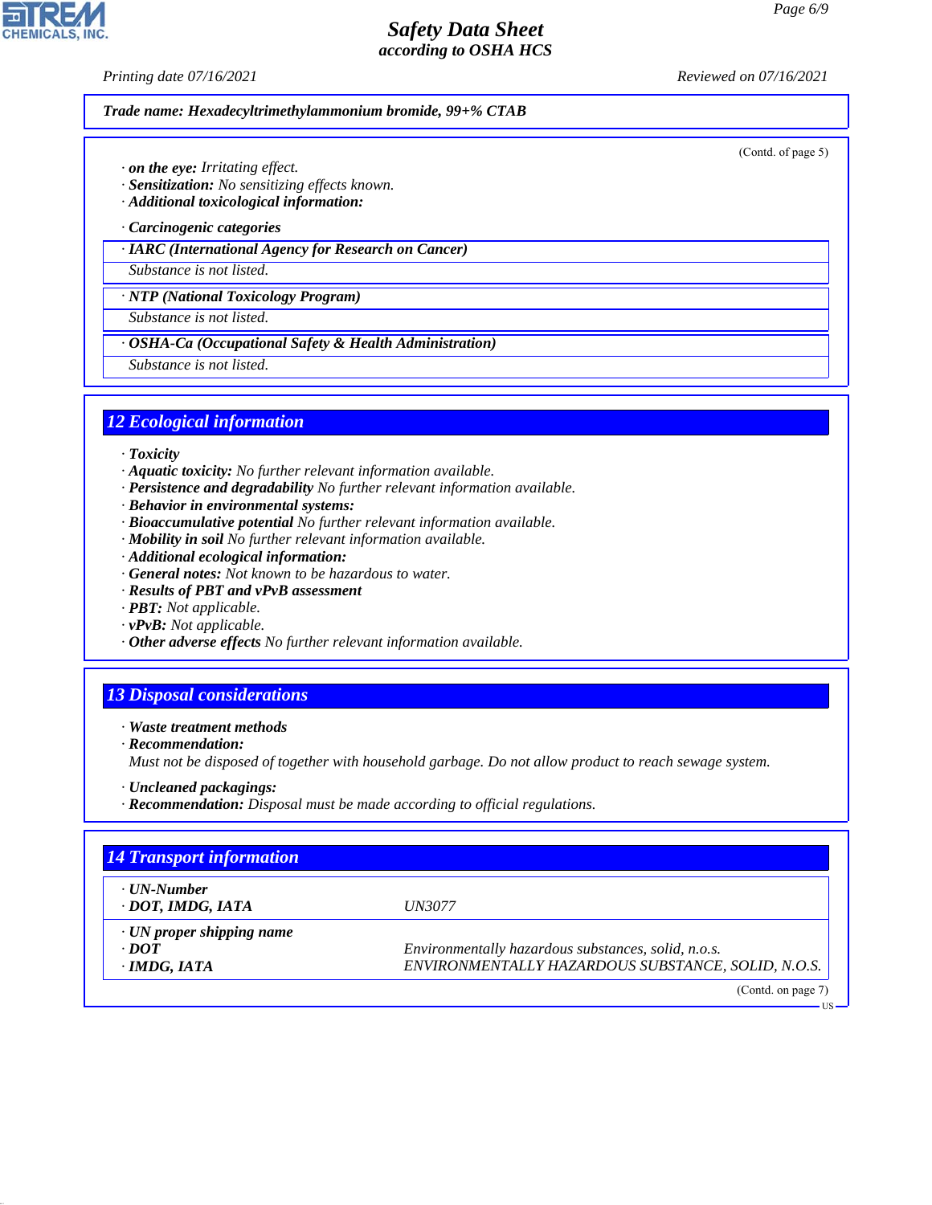Trade name: **Hexadecyltrimethylammonium bromide, 99+% CTAB**

(Contd. of page 5)

· ***on the eye:*** *Irritating effect.*
· ***Sensitization:*** *No sensitizing effects known.*
· ***Additional toxicological information:***

· ***Carcinogenic categories***

| · IARC (International Agency for Research on Cancer) |
|---|
| Substance is not listed. |

| · NTP (National Toxicology Program) |
|---|
| Substance is not listed. |

| · OSHA-Ca (Occupational Safety & Health Administration) |
|---|
| Substance is not listed. |

## 12 Ecological information

· ***Toxicity***
· ***Aquatic toxicity:*** *No further relevant information available.*
· ***Persistence and degradability*** *No further relevant information available.*
· ***Behavior in environmental systems:***
· ***Bioaccumulative potential*** *No further relevant information available.*
· ***Mobility in soil*** *No further relevant information available.*
· ***Additional ecological information:***
· ***General notes:*** *Not known to be hazardous to water.*
· ***Results of PBT and vPvB assessment***
· ***PBT:*** *Not applicable.*
· ***vPvB:*** *Not applicable.*
· ***Other adverse effects*** *No further relevant information available.*

## 13 Disposal considerations

· ***Waste treatment methods***
· ***Recommendation:***
*Must not be disposed of together with household garbage. Do not allow product to reach sewage system.*

· ***Uncleaned packagings:***
· ***Recommendation:*** *Disposal must be made according to official regulations.*

## 14 Transport information

| | |
|---|---|
| · ***UN-Number*** | |
| · ***DOT, IMDG, IATA*** | *UN3077* |
| · ***UN proper shipping name*** | |
| · ***DOT*** | *Environmentally hazardous substances, solid, n.o.s.* |
| · ***IMDG, IATA*** | *ENVIRONMENTALLY HAZARDOUS SUBSTANCE, SOLID, N.O.S.* |

(Contd. on page 7)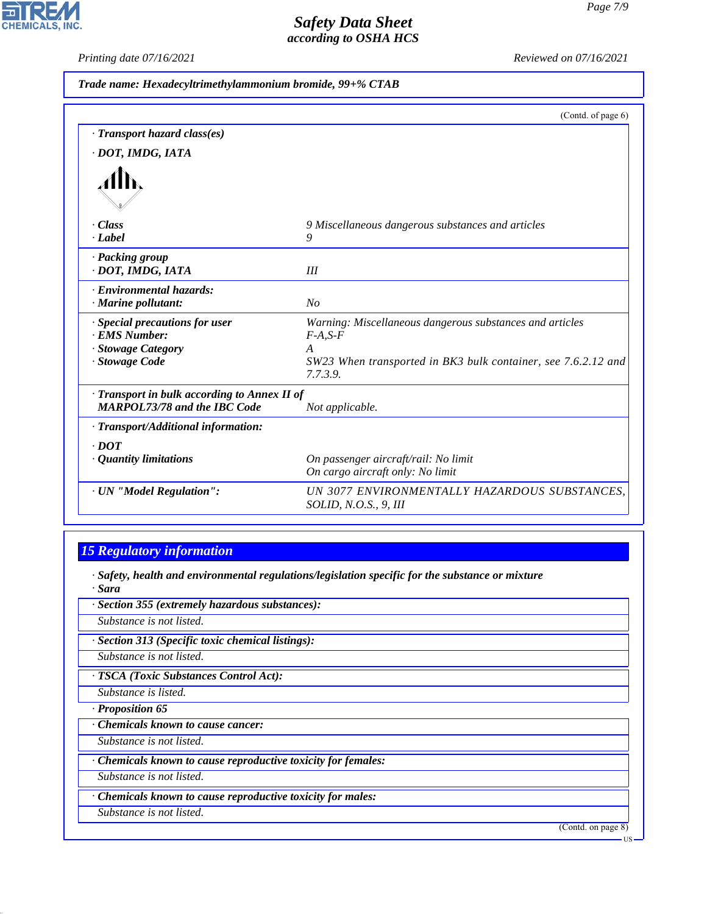**Trade name: Hexadecyltrimethylammonium bromide, 99+% CTAB**

(Contd. of page 6)

· **Transport hazard class(es)**

· **DOT, IMDG, IATA**

| | |
|---|---|
| · **Class** | 9 Miscellaneous dangerous substances and articles |
| · **Label** | 9 |
| · **Packing group** | |
| · **DOT, IMDG, IATA** | III |
| · **Environmental hazards:** | |
| · **Marine pollutant:** | No |
| · **Special precautions for user** | Warning: Miscellaneous dangerous substances and articles |
| · **EMS Number:** | F-A,S-F |
| · **Stowage Category** | A |
| · **Stowage Code** | SW23 When transported in BK3 bulk container, see 7.6.2.12 and 7.7.3.9. |
| · **Transport in bulk according to Annex II of MARPOL73/78 and the IBC Code** | Not applicable. |
| · **Transport/Additional information:** | |
| · **DOT** | |
| · **Quantity limitations** | On passenger aircraft/rail: No limit<br>On cargo aircraft only: No limit |
| · **UN "Model Regulation":** | UN 3077 ENVIRONMENTALLY HAZARDOUS SUBSTANCES, SOLID, N.O.S., 9, III |

## 15 Regulatory information

· **Safety, health and environmental regulations/legislation specific for the substance or mixture**

· **Sara**

· **Section 355 (extremely hazardous substances):**

Substance is not listed.

· **Section 313 (Specific toxic chemical listings):**

Substance is not listed.

· **TSCA (Toxic Substances Control Act):**

Substance is listed.

· **Proposition 65**

· **Chemicals known to cause cancer:**

Substance is not listed.

· **Chemicals known to cause reproductive toxicity for females:**

Substance is not listed.

· **Chemicals known to cause reproductive toxicity for males:**

Substance is not listed.

(Contd. on page 8)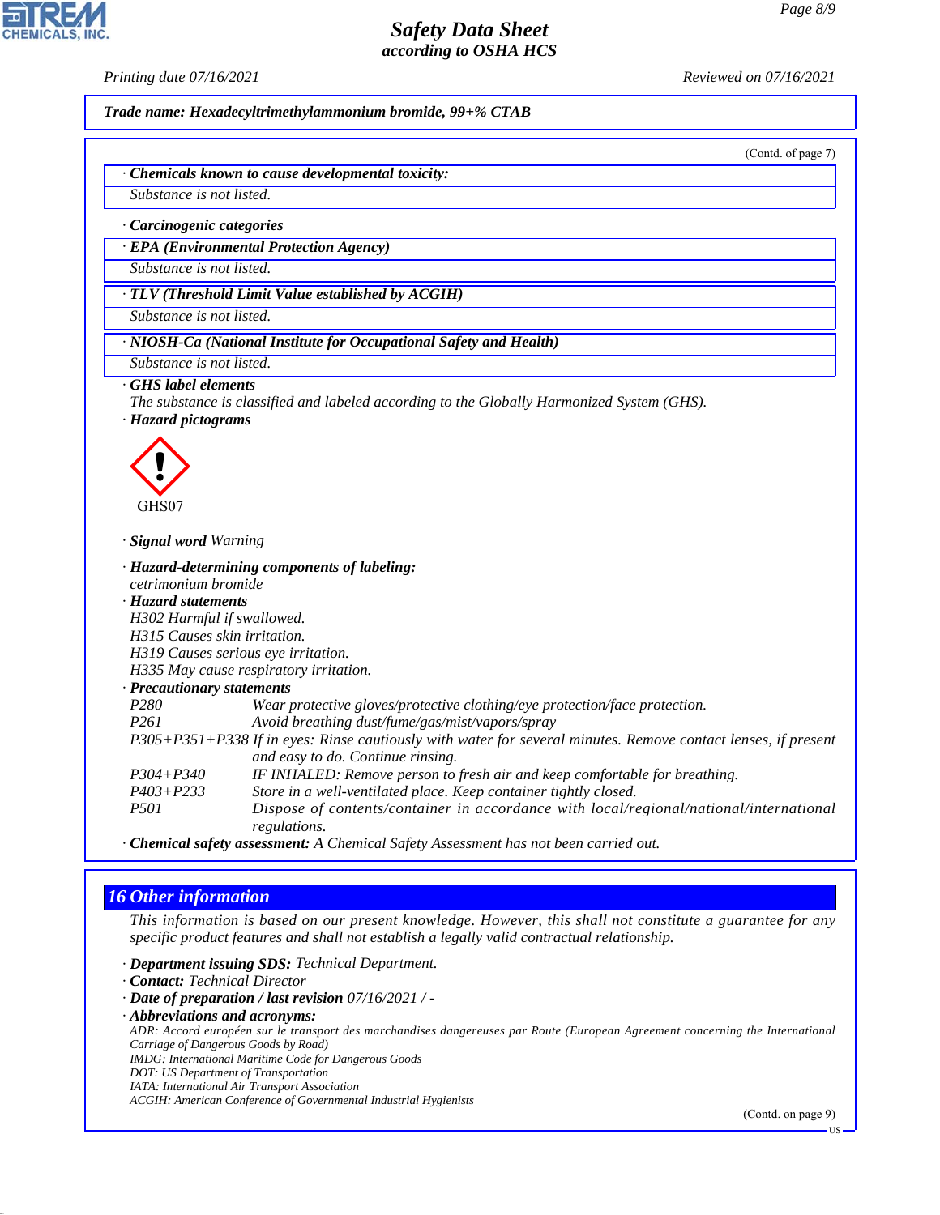Trade name: Hexadecyltrimethylammonium bromide, 99+% CTAB

(Contd. of page 7)

· **Chemicals known to cause developmental toxicity:**

Substance is not listed.

· **Carcinogenic categories**

· **EPA (Environmental Protection Agency)**

Substance is not listed.

· **TLV (Threshold Limit Value established by ACGIH)**

Substance is not listed.

· **NIOSH-Ca (National Institute for Occupational Safety and Health)**

Substance is not listed.

· **GHS label elements**

The substance is classified and labeled according to the Globally Harmonized System (GHS).

· **Hazard pictograms**

GHS07

· **Signal word** Warning

· **Hazard-determining components of labeling:**

cetrimonium bromide

· **Hazard statements**

H302 Harmful if swallowed.
H315 Causes skin irritation.
H319 Causes serious eye irritation.
H335 May cause respiratory irritation.

· **Precautionary statements**

P280 Wear protective gloves/protective clothing/eye protection/face protection.
P261 Avoid breathing dust/fume/gas/mist/vapors/spray
P305+P351+P338 If in eyes: Rinse cautiously with water for several minutes. Remove contact lenses, if present and easy to do. Continue rinsing.
P304+P340 IF INHALED: Remove person to fresh air and keep comfortable for breathing.
P403+P233 Store in a well-ventilated place. Keep container tightly closed.
P501 Dispose of contents/container in accordance with local/regional/national/international regulations.

· **Chemical safety assessment:** A Chemical Safety Assessment has not been carried out.

## 16 Other information

This information is based on our present knowledge. However, this shall not constitute a guarantee for any specific product features and shall not establish a legally valid contractual relationship.

· **Department issuing SDS:** Technical Department.

· **Contact:** Technical Director

· **Date of preparation / last revision** 07/16/2021 / -

· **Abbreviations and acronyms:**

ADR: Accord européen sur le transport des marchandises dangereuses par Route (European Agreement concerning the International Carriage of Dangerous Goods by Road)
IMDG: International Maritime Code for Dangerous Goods
DOT: US Department of Transportation
IATA: International Air Transport Association
ACGIH: American Conference of Governmental Industrial Hygienists

(Contd. on page 9)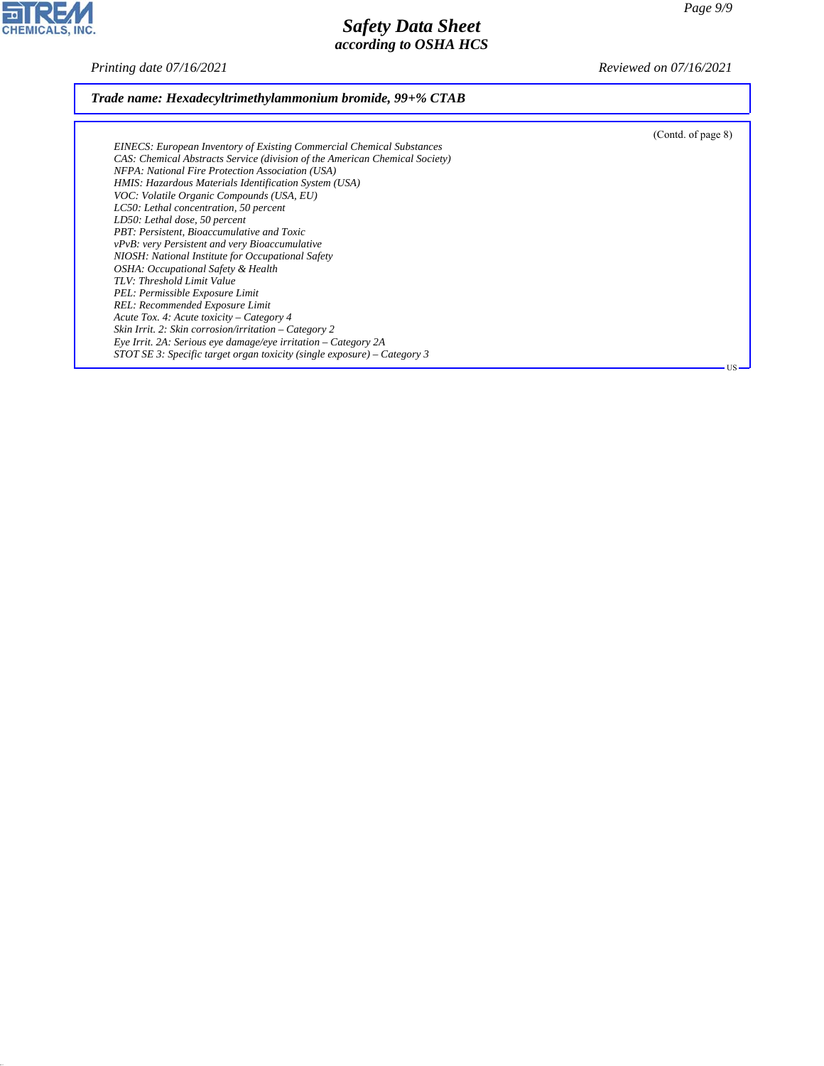**Trade name: Hexadecyltrimethylammonium bromide, 99+% CTAB**

(Contd. of page 8)

*EINECS: European Inventory of Existing Commercial Chemical Substances*
*CAS: Chemical Abstracts Service (division of the American Chemical Society)*
*NFPA: National Fire Protection Association (USA)*
*HMIS: Hazardous Materials Identification System (USA)*
*VOC: Volatile Organic Compounds (USA, EU)*
*LC50: Lethal concentration, 50 percent*
*LD50: Lethal dose, 50 percent*
*PBT: Persistent, Bioaccumulative and Toxic*
*vPvB: very Persistent and very Bioaccumulative*
*NIOSH: National Institute for Occupational Safety*
*OSHA: Occupational Safety & Health*
*TLV: Threshold Limit Value*
*PEL: Permissible Exposure Limit*
*REL: Recommended Exposure Limit*
*Acute Tox. 4: Acute toxicity – Category 4*
*Skin Irrit. 2: Skin corrosion/irritation – Category 2*
*Eye Irrit. 2A: Serious eye damage/eye irritation – Category 2A*
*STOT SE 3: Specific target organ toxicity (single exposure) – Category 3*

US